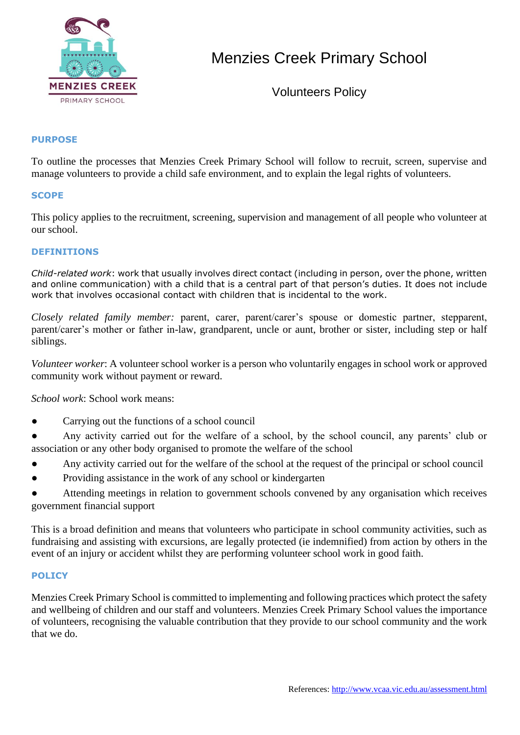# Menzies Creek Primary School

## Volunteers Policy

### PURPOSE

To outline the processes that Menzies Creek Primary School will follow to recruit, screen, supervise and manage volunteers to provide a child safe environment, and to explain the legal rights of volunteers.

### SCOPE

This policy applies to the recruitment, screening, supervision and management of all people who volunteer at our school.

### DEFINITIONS

*Child-related work*: work that usually involves direct contact (including in person, over the phone, written and online communication) with a child that is a central part of that person's duties. It does not include work that involves occasional contact with children that is incidental to the work.

*Closely related family member:* parent, carer, parent/carer's spouse or domestic partner, stepparent, parent/carer's mother or father in-law, grandparent, uncle or aunt, brother or sister, including step or half siblings.

*Volunteer worker*: A volunteer school worker is a person who voluntarily engages in school work or approved community work without payment or reward.

*School work*: School work means:

- Carrying out the functions of a school council
- Any activity carried out for the welfare of a school, by the school council, any parents' club or association or any other body organised to promote the welfare of the school
- Any activity carried out for the welfare of the school at the request of the principal or school council
- Providing assistance in the work of any school or kindergarten
- Attending meetings in relation to government schools convened by any organisation which receives government financial support

This is a broad definition and means that volunteers who participate in school community activities, such as fundraising and assisting with excursions, are legally protected (ie indemnified) from action by others in the event of an injury or accident whilst they are performing volunteer school work in good faith.

### POLICY

Menzies Creek Primary School is committed to implementing and following practices which protect the safety and wellbeing of children and our staff and volunteers. Menzies Creek Primary School values the importance of volunteers, recognising the valuable contribution that they provide to our school community and the work that we do.

References: http://www.vcaa.vic.edu.au/assessment.html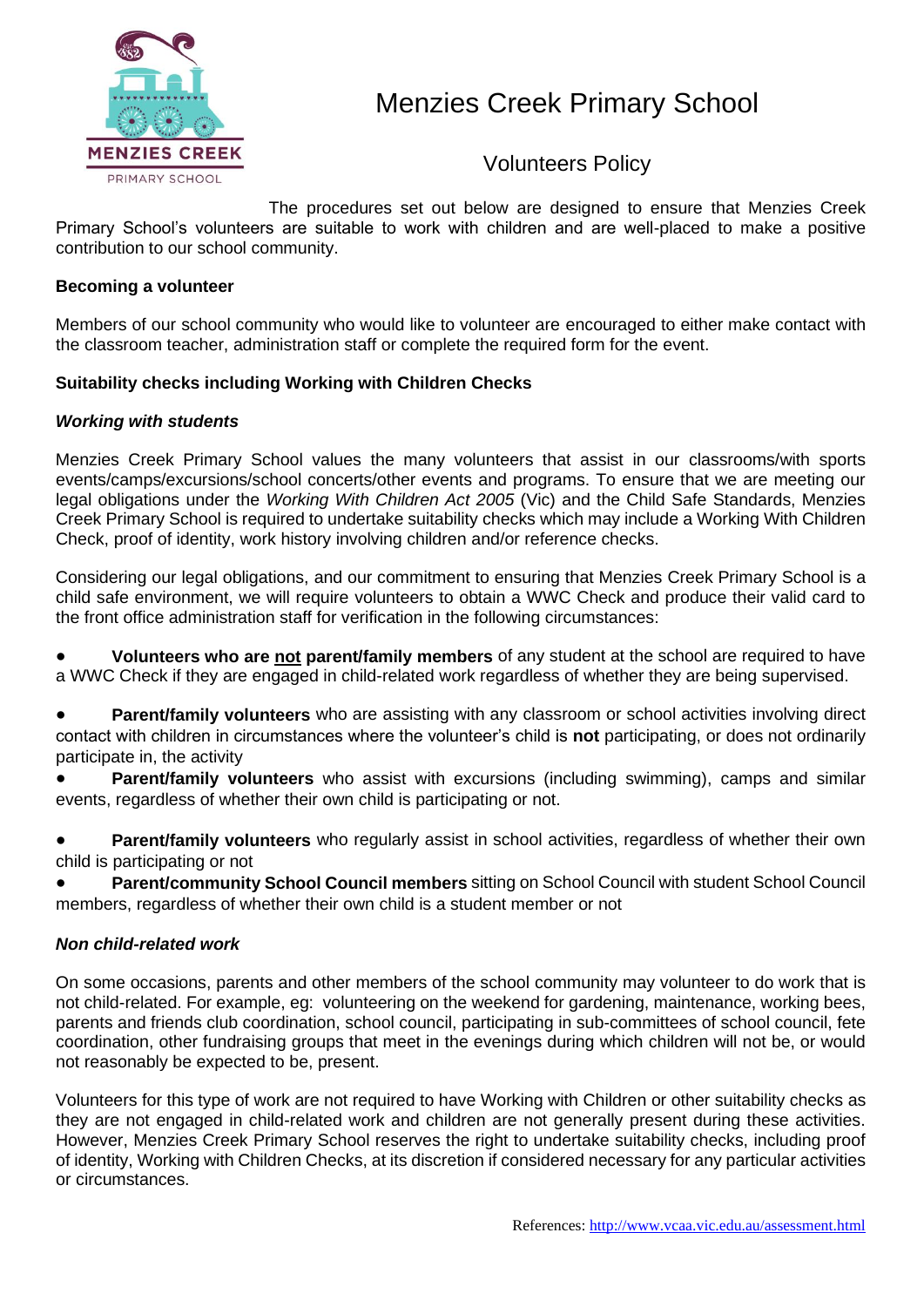# Menzies Creek Primary School

## Volunteers Policy

The procedures set out below are designed to ensure that Menzies Creek Primary School's volunteers are suitable to work with children and are well-placed to make a positive contribution to our school community.

### Becoming a volunteer

Members of our school community who would like to volunteer are encouraged to either make contact with the classroom teacher, administration staff or complete the required form for the event.

### Suitability checks including Working with Children Checks

#### *Working with students*

Menzies Creek Primary School values the many volunteers that assist in our classrooms/with sports events/camps/excursions/school concerts/other events and programs. To ensure that we are meeting our legal obligations under the *Working With Children Act 2005* (Vic) and the Child Safe Standards, Menzies Creek Primary School is required to undertake suitability checks which may include a Working With Children Check, proof of identity, work history involving children and/or reference checks.

Considering our legal obligations, and our commitment to ensuring that Menzies Creek Primary School is a child safe environment, we will require volunteers to obtain a WWC Check and produce their valid card to the front office administration staff for verification in the following circumstances:

- **Volunteers who are <u>not</u> parent/family members** of any student at the school are required to have a WWC Check if they are engaged in child-related work regardless of whether they are being supervised.
- **Parent/family volunteers** who are assisting with any classroom or school activities involving direct contact with children in circumstances where the volunteer's child is **not** participating, or does not ordinarily participate in, the activity
- **Parent/family volunteers** who assist with excursions (including swimming), camps and similar events, regardless of whether their own child is participating or not.
- **Parent/family volunteers** who regularly assist in school activities, regardless of whether their own child is participating or not
- **Parent/community School Council members** sitting on School Council with student School Council members, regardless of whether their own child is a student member or not

#### *Non child-related work*

On some occasions, parents and other members of the school community may volunteer to do work that is not child-related. For example, eg: volunteering on the weekend for gardening, maintenance, working bees, parents and friends club coordination, school council, participating in sub-committees of school council, fete coordination, other fundraising groups that meet in the evenings during which children will not be, or would not reasonably be expected to be, present.

Volunteers for this type of work are not required to have Working with Children or other suitability checks as they are not engaged in child-related work and children are not generally present during these activities. However, Menzies Creek Primary School reserves the right to undertake suitability checks, including proof of identity, Working with Children Checks, at its discretion if considered necessary for any particular activities or circumstances.

References: http://www.vcaa.vic.edu.au/assessment.html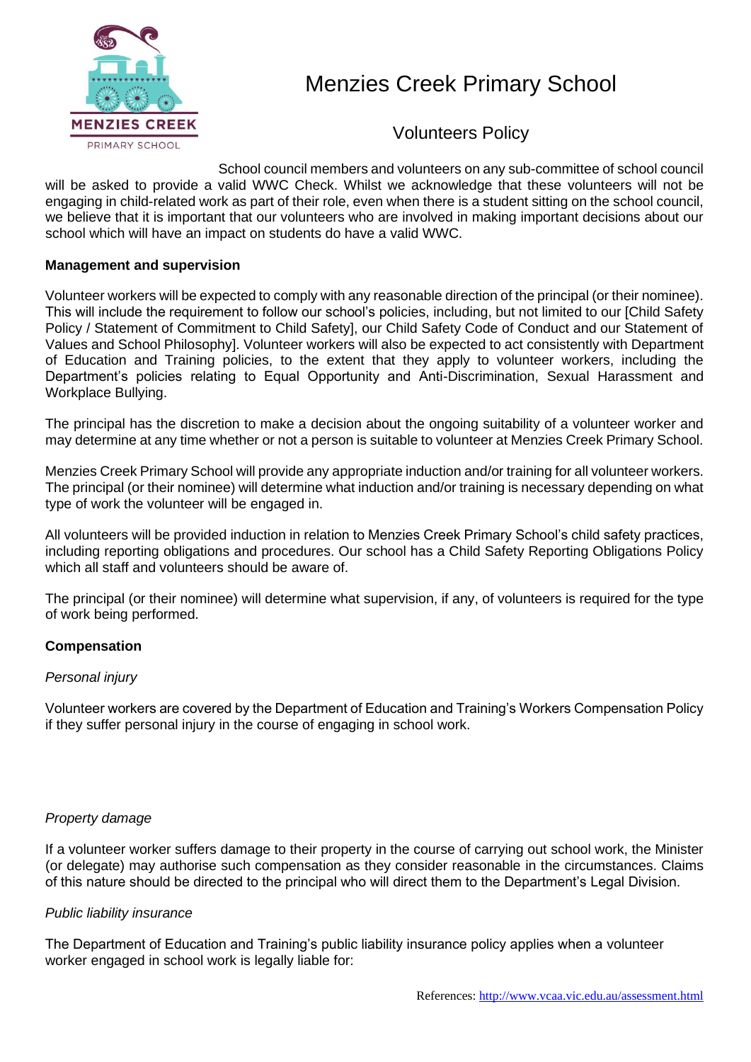# Menzies Creek Primary School

## Volunteers Policy

School council members and volunteers on any sub-committee of school council will be asked to provide a valid WWC Check. Whilst we acknowledge that these volunteers will not be engaging in child-related work as part of their role, even when there is a student sitting on the school council, we believe that it is important that our volunteers who are involved in making important decisions about our school which will have an impact on students do have a valid WWC.

**Management and supervision**

Volunteer workers will be expected to comply with any reasonable direction of the principal (or their nominee). This will include the requirement to follow our school's policies, including, but not limited to our [Child Safety Policy / Statement of Commitment to Child Safety], our Child Safety Code of Conduct and our Statement of Values and School Philosophy]. Volunteer workers will also be expected to act consistently with Department of Education and Training policies, to the extent that they apply to volunteer workers, including the Department's policies relating to Equal Opportunity and Anti-Discrimination, Sexual Harassment and Workplace Bullying.

The principal has the discretion to make a decision about the ongoing suitability of a volunteer worker and may determine at any time whether or not a person is suitable to volunteer at Menzies Creek Primary School.

Menzies Creek Primary School will provide any appropriate induction and/or training for all volunteer workers. The principal (or their nominee) will determine what induction and/or training is necessary depending on what type of work the volunteer will be engaged in.

All volunteers will be provided induction in relation to Menzies Creek Primary School's child safety practices, including reporting obligations and procedures. Our school has a Child Safety Reporting Obligations Policy which all staff and volunteers should be aware of.

The principal (or their nominee) will determine what supervision, if any, of volunteers is required for the type of work being performed.

**Compensation**

*Personal injury*

Volunteer workers are covered by the Department of Education and Training's Workers Compensation Policy if they suffer personal injury in the course of engaging in school work.

*Property damage*

If a volunteer worker suffers damage to their property in the course of carrying out school work, the Minister (or delegate) may authorise such compensation as they consider reasonable in the circumstances. Claims of this nature should be directed to the principal who will direct them to the Department's Legal Division.

*Public liability insurance*

The Department of Education and Training's public liability insurance policy applies when a volunteer worker engaged in school work is legally liable for:

References: http://www.vcaa.vic.edu.au/assessment.html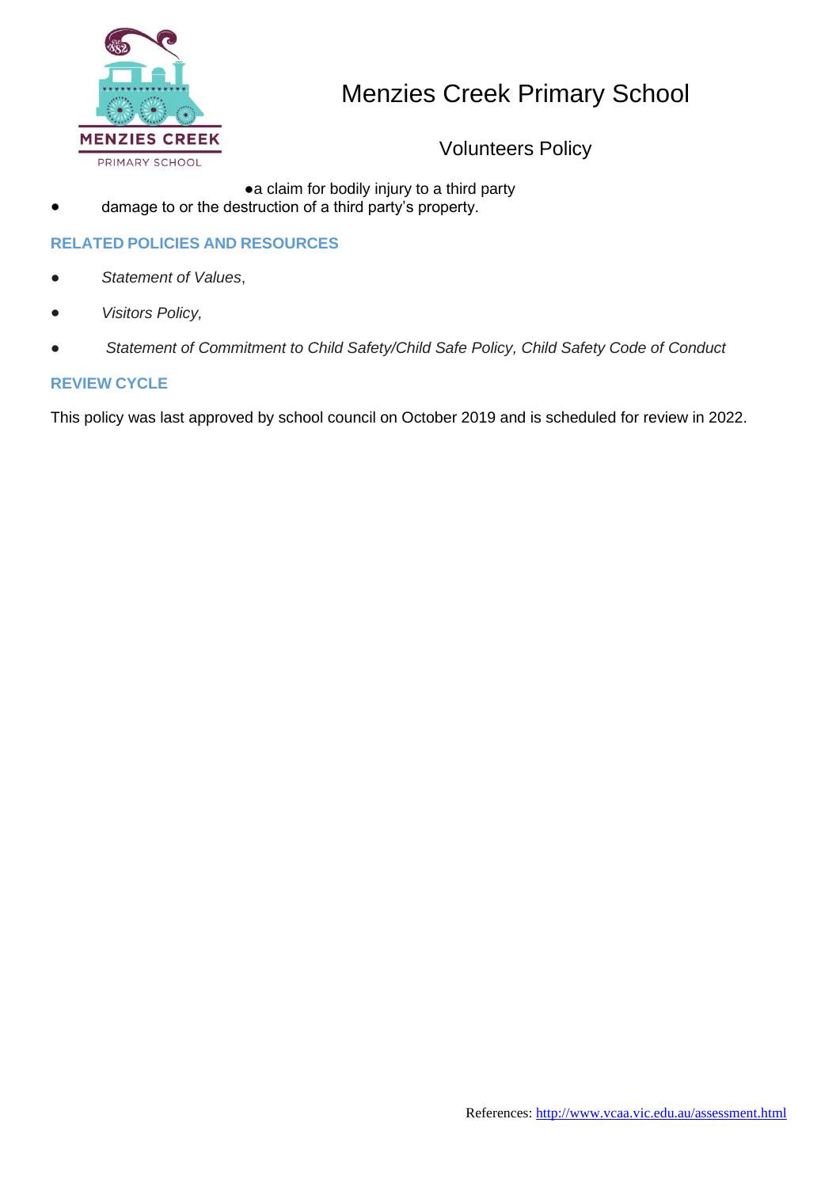- a claim for bodily injury to a third party
- damage to or the destruction of a third party's property.

## RELATED POLICIES AND RESOURCES

- *Statement of Values*,
- *Visitors Policy,*
- *Statement of Commitment to Child Safety/Child Safe Policy, Child Safety Code of Conduct*

## REVIEW CYCLE

This policy was last approved by school council on October 2019 and is scheduled for review in 2022.